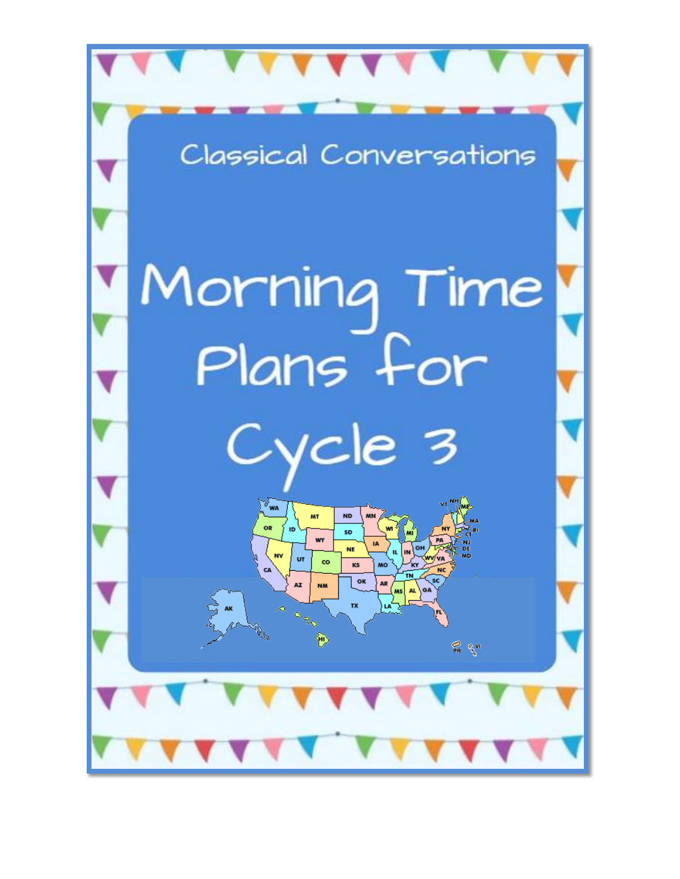Classical Conversations

# Morning Time Plans for Cycle 3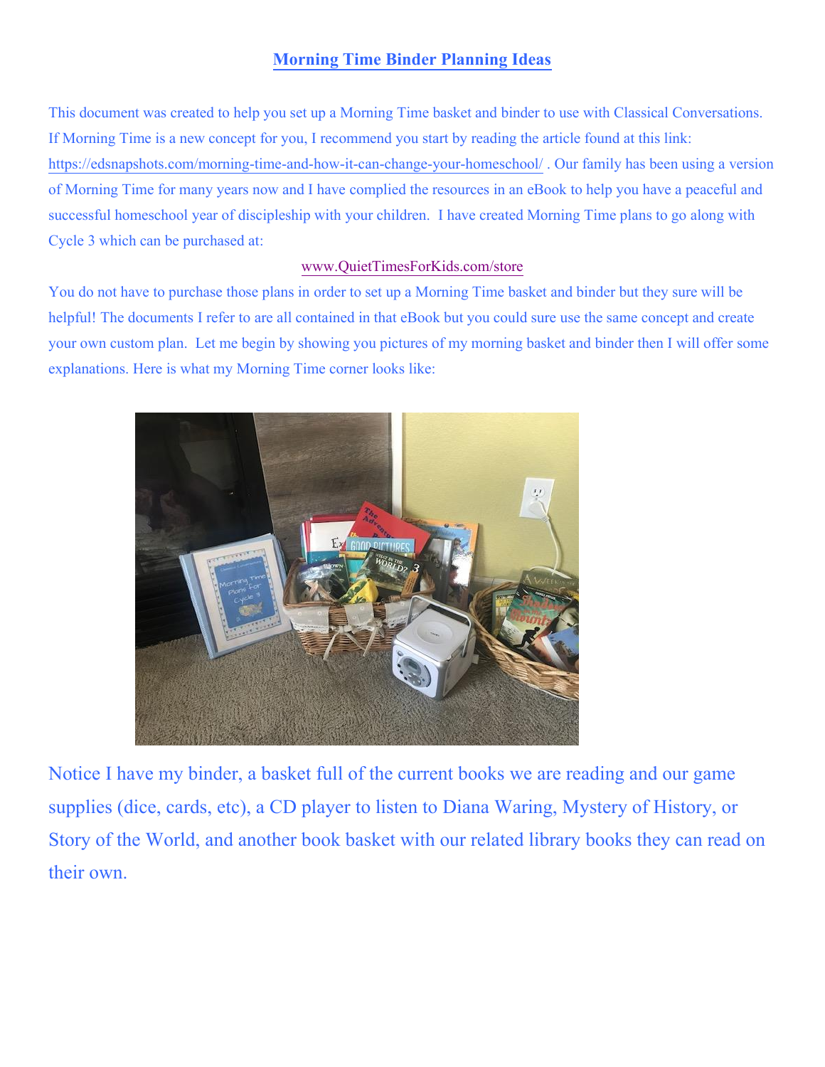# Morning Time Binder Planning Ideas

This document was created to help you set up a Morning Time basket and binder to use with Classical Conversations. If Morning Time is a new concept for you, I recommend you start by reading the article found at this link: https://edsnapshots.com/morning-time-and-how-it-can-change-your-homeschool/ . Our family has been using a version of Morning Time for many years now and I have complied the resources in an eBook to help you have a peaceful and successful homeschool year of discipleship with your children. I have created Morning Time plans to go along with Cycle 3 which can be purchased at:

www.QuietTimesForKids.com/store

You do not have to purchase those plans in order to set up a Morning Time basket and binder but they sure will be helpful! The documents I refer to are all contained in that eBook but you could sure use the same concept and create your own custom plan. Let me begin by showing you pictures of my morning basket and binder then I will offer some explanations. Here is what my Morning Time corner looks like:

Notice I have my binder, a basket full of the current books we are reading and our game supplies (dice, cards, etc), a CD player to listen to Diana Waring, Mystery of History, or Story of the World, and another book basket with our related library books they can read on their own.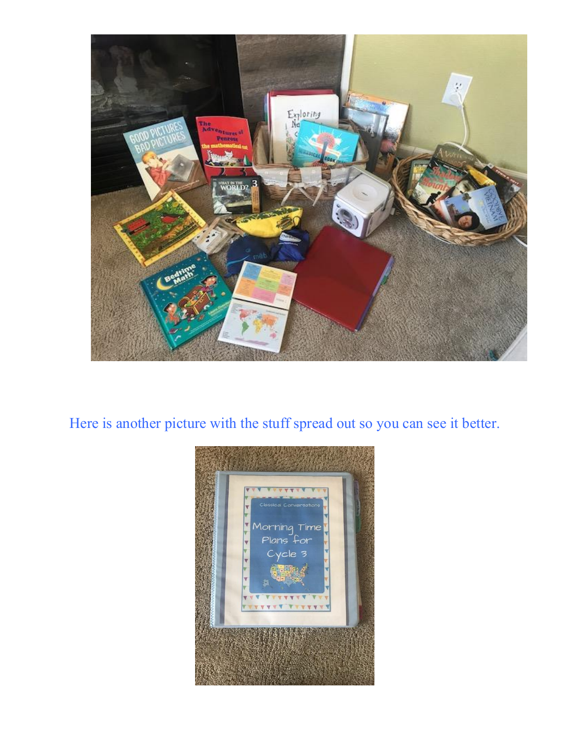Here is another picture with the stuff spread out so you can see it better.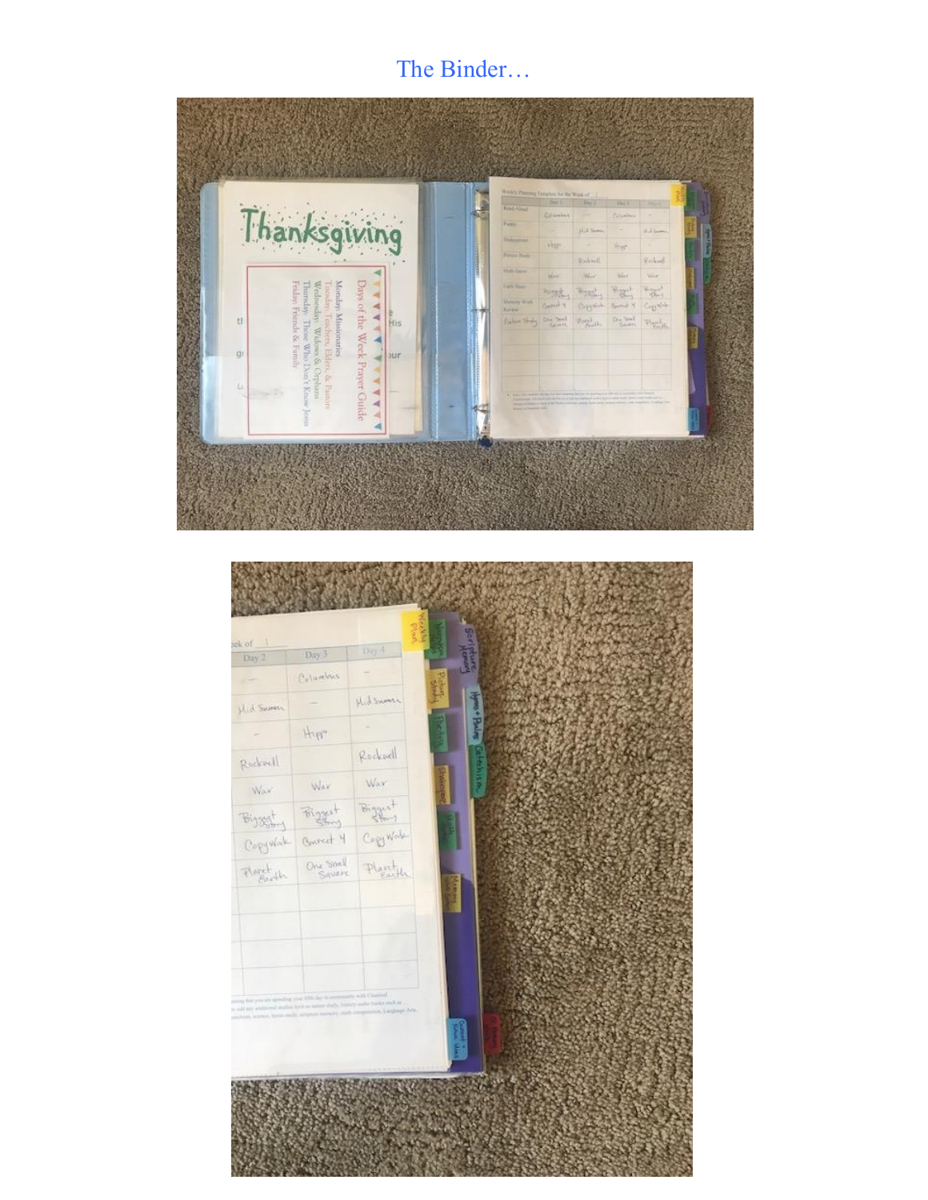The Binder…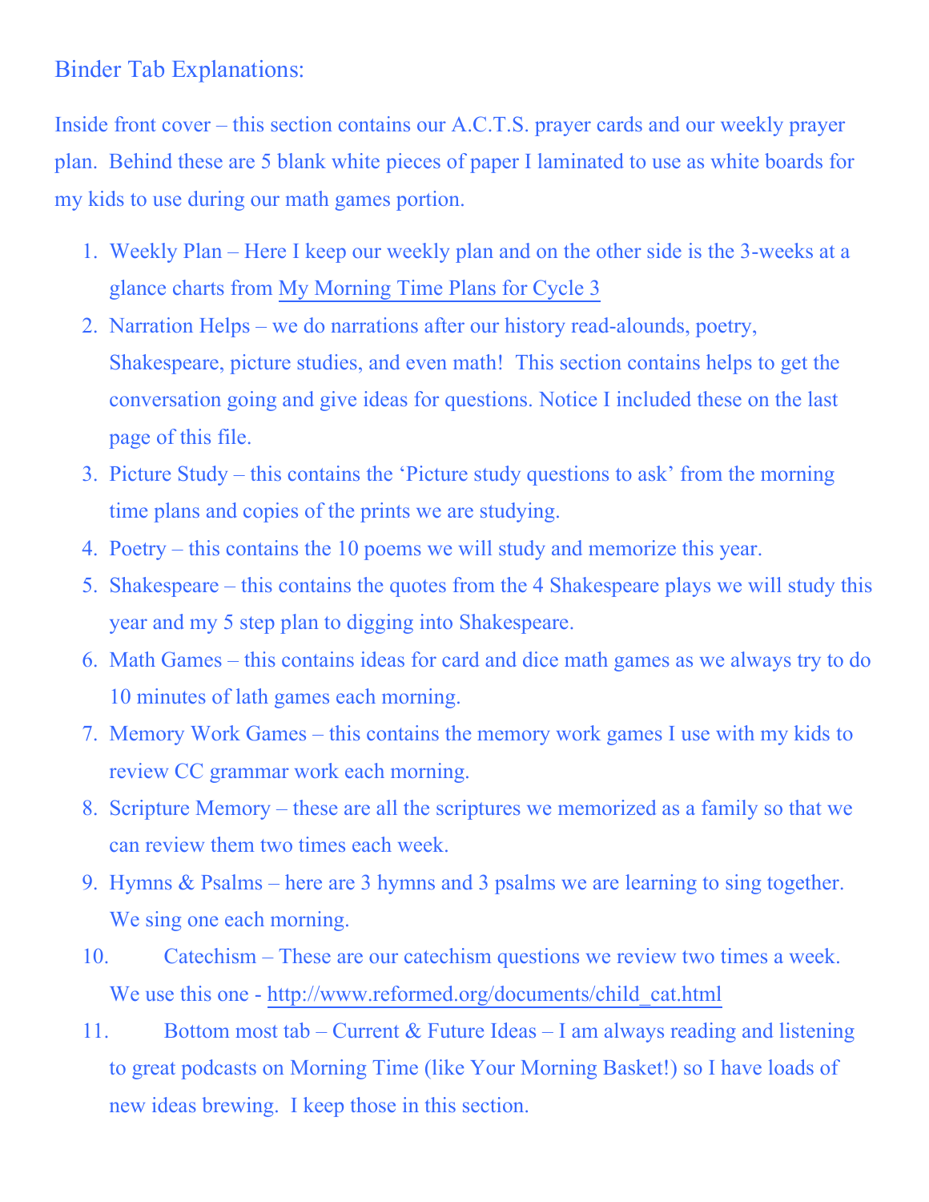Binder Tab Explanations:

Inside front cover – this section contains our A.C.T.S. prayer cards and our weekly prayer plan. Behind these are 5 blank white pieces of paper I laminated to use as white boards for my kids to use during our math games portion.

1. Weekly Plan – Here I keep our weekly plan and on the other side is the 3-weeks at a glance charts from My Morning Time Plans for Cycle 3
2. Narration Helps – we do narrations after our history read-alounds, poetry, Shakespeare, picture studies, and even math! This section contains helps to get the conversation going and give ideas for questions. Notice I included these on the last page of this file.
3. Picture Study – this contains the 'Picture study questions to ask' from the morning time plans and copies of the prints we are studying.
4. Poetry – this contains the 10 poems we will study and memorize this year.
5. Shakespeare – this contains the quotes from the 4 Shakespeare plays we will study this year and my 5 step plan to digging into Shakespeare.
6. Math Games – this contains ideas for card and dice math games as we always try to do 10 minutes of lath games each morning.
7. Memory Work Games – this contains the memory work games I use with my kids to review CC grammar work each morning.
8. Scripture Memory – these are all the scriptures we memorized as a family so that we can review them two times each week.
9. Hymns & Psalms – here are 3 hymns and 3 psalms we are learning to sing together. We sing one each morning.
10. Catechism – These are our catechism questions we review two times a week. We use this one - http://www.reformed.org/documents/child_cat.html
11. Bottom most tab – Current & Future Ideas – I am always reading and listening to great podcasts on Morning Time (like Your Morning Basket!) so I have loads of new ideas brewing. I keep those in this section.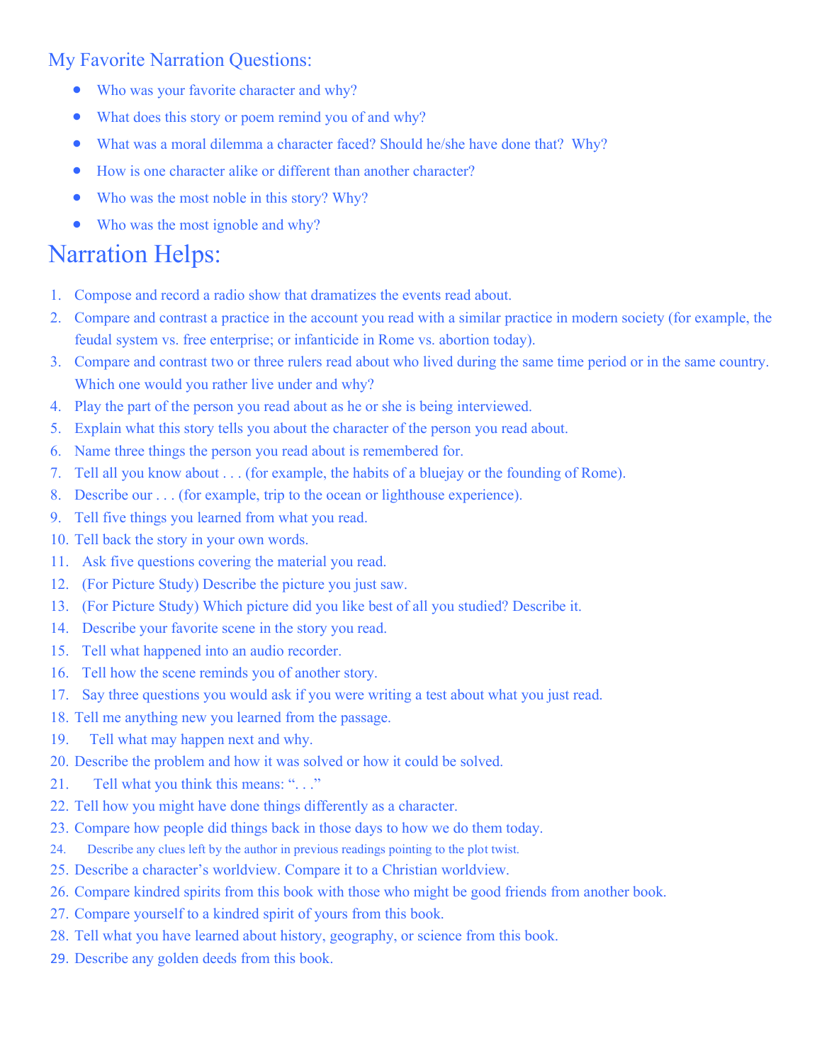## My Favorite Narration Questions:

- Who was your favorite character and why?
- What does this story or poem remind you of and why?
- What was a moral dilemma a character faced? Should he/she have done that? Why?
- How is one character alike or different than another character?
- Who was the most noble in this story? Why?
- Who was the most ignoble and why?

# Narration Helps:

1. Compose and record a radio show that dramatizes the events read about.
2. Compare and contrast a practice in the account you read with a similar practice in modern society (for example, the feudal system vs. free enterprise; or infanticide in Rome vs. abortion today).
3. Compare and contrast two or three rulers read about who lived during the same time period or in the same country. Which one would you rather live under and why?
4. Play the part of the person you read about as he or she is being interviewed.
5. Explain what this story tells you about the character of the person you read about.
6. Name three things the person you read about is remembered for.
7. Tell all you know about . . . (for example, the habits of a bluejay or the founding of Rome).
8. Describe our . . . (for example, trip to the ocean or lighthouse experience).
9. Tell five things you learned from what you read.
10. Tell back the story in your own words.
11. Ask five questions covering the material you read.
12. (For Picture Study) Describe the picture you just saw.
13. (For Picture Study) Which picture did you like best of all you studied? Describe it.
14. Describe your favorite scene in the story you read.
15. Tell what happened into an audio recorder.
16. Tell how the scene reminds you of another story.
17. Say three questions you would ask if you were writing a test about what you just read.
18. Tell me anything new you learned from the passage.
19. Tell what may happen next and why.
20. Describe the problem and how it was solved or how it could be solved.
21. Tell what you think this means: ". . ."
22. Tell how you might have done things differently as a character.
23. Compare how people did things back in those days to how we do them today.
24. Describe any clues left by the author in previous readings pointing to the plot twist.
25. Describe a character's worldview. Compare it to a Christian worldview.
26. Compare kindred spirits from this book with those who might be good friends from another book.
27. Compare yourself to a kindred spirit of yours from this book.
28. Tell what you have learned about history, geography, or science from this book.
29. Describe any golden deeds from this book.